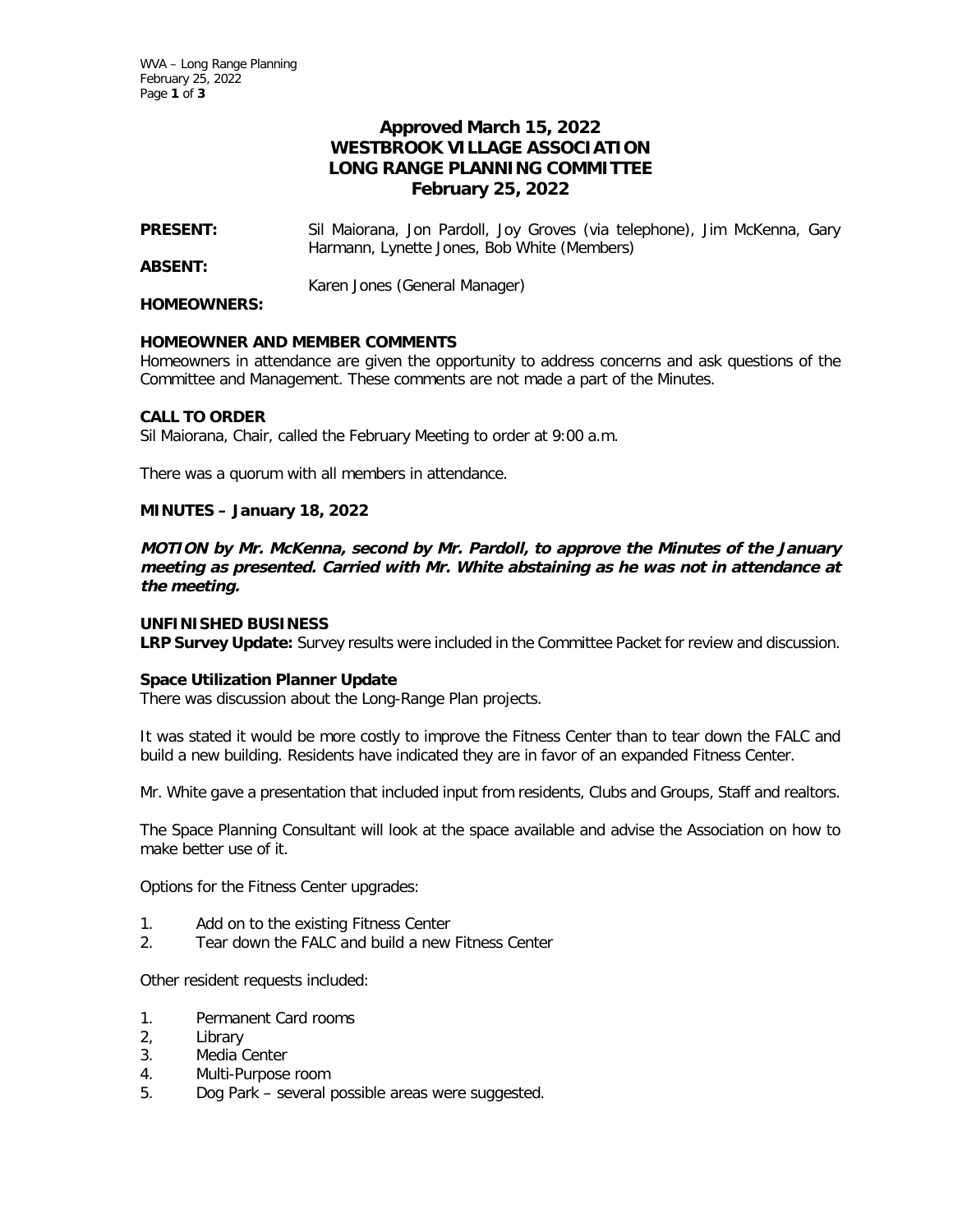# Approved March 15, 2022
# WESTBROOK VILLAGE ASSOCIATION
# LONG RANGE PLANNING COMMITTEE
# February 25, 2022

**PRESENT:** Sil Maiorana, Jon Pardoll, Joy Groves (via telephone), Jim McKenna, Gary Harmann, Lynette Jones, Bob White (Members)

**ABSENT:**

Karen Jones (General Manager)

**HOMEOWNERS:**

**HOMEOWNER AND MEMBER COMMENTS**

Homeowners in attendance are given the opportunity to address concerns and ask questions of the Committee and Management. These comments are not made a part of the Minutes.

**CALL TO ORDER**

Sil Maiorana, Chair, called the February Meeting to order at 9:00 a.m.

There was a quorum with all members in attendance.

**MINUTES – January 18, 2022**

***MOTION by Mr. McKenna, second by Mr. Pardoll, to approve the Minutes of the January meeting as presented. Carried with Mr. White abstaining as he was not in attendance at the meeting.***

**UNFINISHED BUSINESS**

**LRP Survey Update:** Survey results were included in the Committee Packet for review and discussion.

**Space Utilization Planner Update**

There was discussion about the Long-Range Plan projects.

It was stated it would be more costly to improve the Fitness Center than to tear down the FALC and build a new building. Residents have indicated they are in favor of an expanded Fitness Center.

Mr. White gave a presentation that included input from residents, Clubs and Groups, Staff and realtors.

The Space Planning Consultant will look at the space available and advise the Association on how to make better use of it.

Options for the Fitness Center upgrades:

1. Add on to the existing Fitness Center
2. Tear down the FALC and build a new Fitness Center

Other resident requests included:

1. Permanent Card rooms
2, Library
3. Media Center
4. Multi-Purpose room
5. Dog Park – several possible areas were suggested.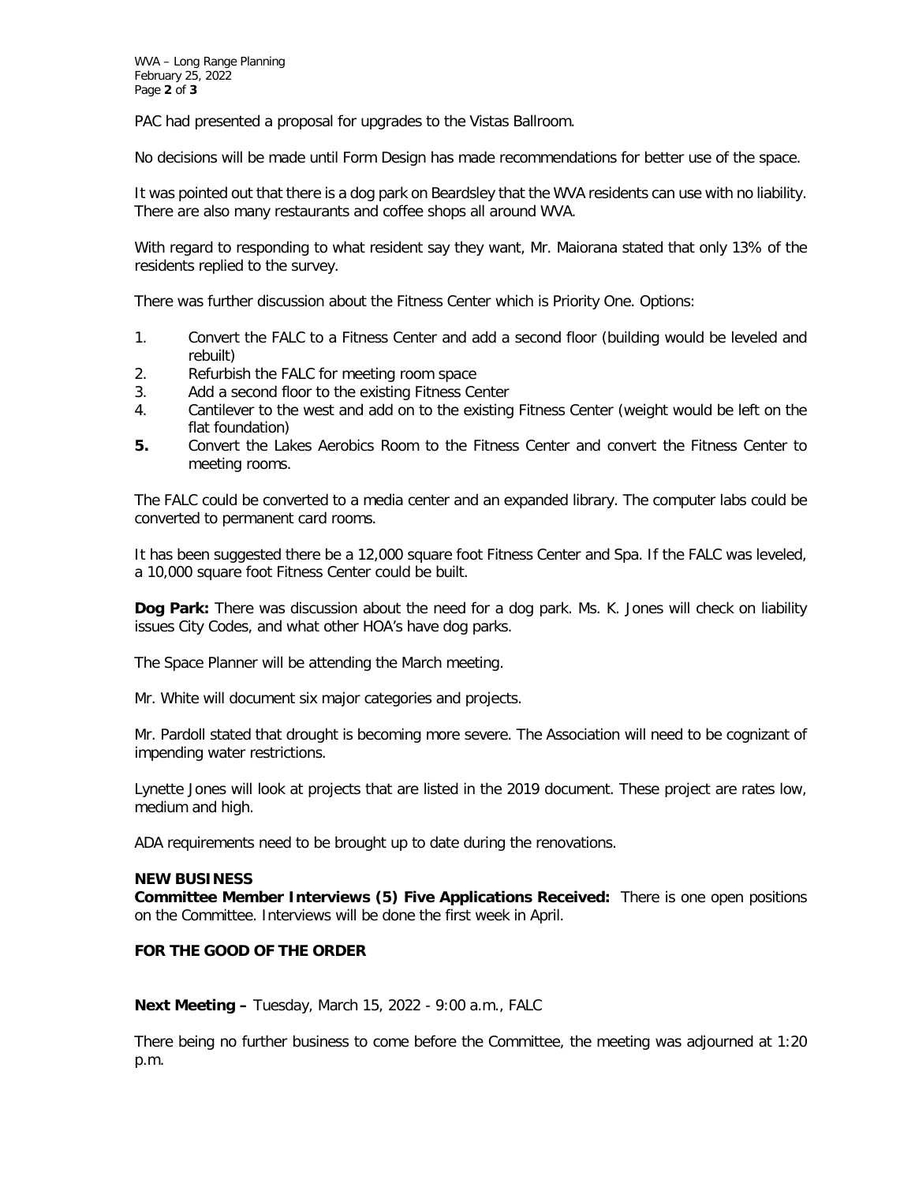PAC had presented a proposal for upgrades to the Vistas Ballroom.

No decisions will be made until Form Design has made recommendations for better use of the space.

It was pointed out that there is a dog park on Beardsley that the WVA residents can use with no liability. There are also many restaurants and coffee shops all around WVA.

With regard to responding to what resident say they want, Mr. Maiorana stated that only 13% of the residents replied to the survey.

There was further discussion about the Fitness Center which is Priority One. Options:

1. Convert the FALC to a Fitness Center and add a second floor (building would be leveled and rebuilt)
2. Refurbish the FALC for meeting room space
3. Add a second floor to the existing Fitness Center
4. Cantilever to the west and add on to the existing Fitness Center (weight would be left on the flat foundation)
5. Convert the Lakes Aerobics Room to the Fitness Center and convert the Fitness Center to meeting rooms.

The FALC could be converted to a media center and an expanded library. The computer labs could be converted to permanent card rooms.

It has been suggested there be a 12,000 square foot Fitness Center and Spa. If the FALC was leveled, a 10,000 square foot Fitness Center could be built.

**Dog Park:** There was discussion about the need for a dog park. Ms. K. Jones will check on liability issues City Codes, and what other HOA's have dog parks.

The Space Planner will be attending the March meeting.

Mr. White will document six major categories and projects.

Mr. Pardoll stated that drought is becoming more severe. The Association will need to be cognizant of impending water restrictions.

Lynette Jones will look at projects that are listed in the 2019 document. These project are rates low, medium and high.

ADA requirements need to be brought up to date during the renovations.

**NEW BUSINESS**

**Committee Member Interviews (5) Five Applications Received:** There is one open positions on the Committee. Interviews will be done the first week in April.

**FOR THE GOOD OF THE ORDER**

**Next Meeting –** Tuesday, March 15, 2022 - 9:00 a.m., FALC

There being no further business to come before the Committee, the meeting was adjourned at 1:20 p.m.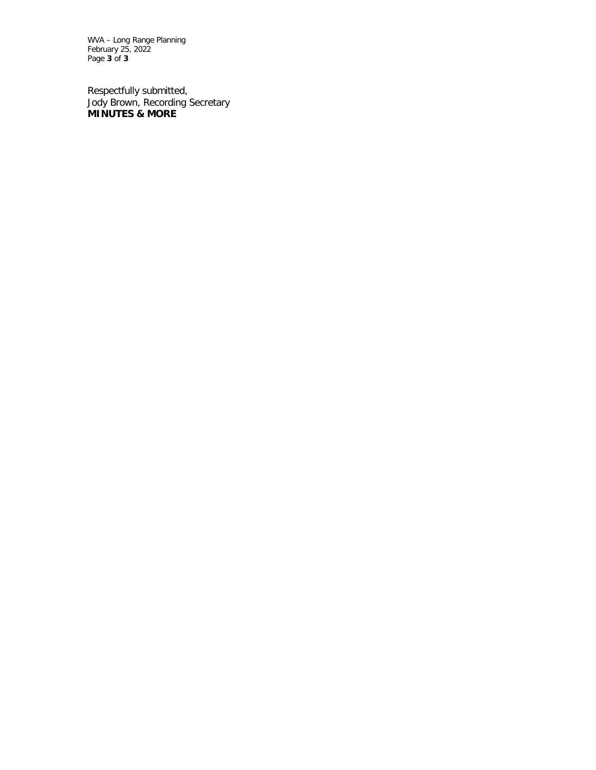Respectfully submitted,
Jody Brown, Recording Secretary
**MINUTES & MORE**